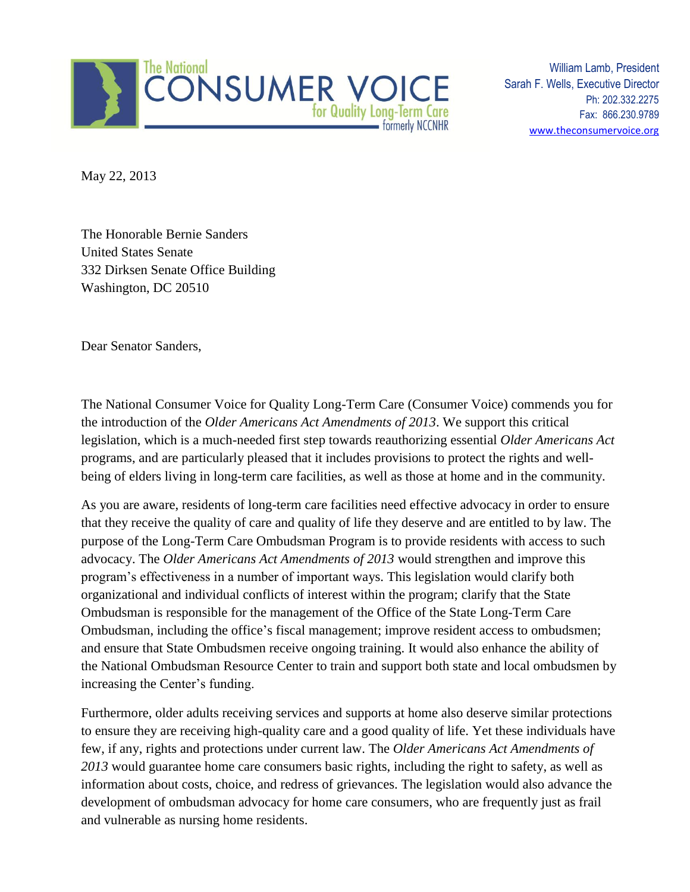The National CONSUMER VOICE for Quality Long-Term Care formerly NCCNHR

William Lamb, President
Sarah F. Wells, Executive Director
Ph: 202.332.2275
Fax: 866.230.9789
www.theconsumervoice.org

May 22, 2013

The Honorable Bernie Sanders
United States Senate
332 Dirksen Senate Office Building
Washington, DC 20510

Dear Senator Sanders,

The National Consumer Voice for Quality Long-Term Care (Consumer Voice) commends you for the introduction of the *Older Americans Act Amendments of 2013*. We support this critical legislation, which is a much-needed first step towards reauthorizing essential *Older Americans Act* programs, and are particularly pleased that it includes provisions to protect the rights and well-being of elders living in long-term care facilities, as well as those at home and in the community.

As you are aware, residents of long-term care facilities need effective advocacy in order to ensure that they receive the quality of care and quality of life they deserve and are entitled to by law. The purpose of the Long-Term Care Ombudsman Program is to provide residents with access to such advocacy. The *Older Americans Act Amendments of 2013* would strengthen and improve this program's effectiveness in a number of important ways. This legislation would clarify both organizational and individual conflicts of interest within the program; clarify that the State Ombudsman is responsible for the management of the Office of the State Long-Term Care Ombudsman, including the office's fiscal management; improve resident access to ombudsmen; and ensure that State Ombudsmen receive ongoing training. It would also enhance the ability of the National Ombudsman Resource Center to train and support both state and local ombudsmen by increasing the Center's funding.

Furthermore, older adults receiving services and supports at home also deserve similar protections to ensure they are receiving high-quality care and a good quality of life. Yet these individuals have few, if any, rights and protections under current law. The *Older Americans Act Amendments of 2013* would guarantee home care consumers basic rights, including the right to safety, as well as information about costs, choice, and redress of grievances. The legislation would also advance the development of ombudsman advocacy for home care consumers, who are frequently just as frail and vulnerable as nursing home residents.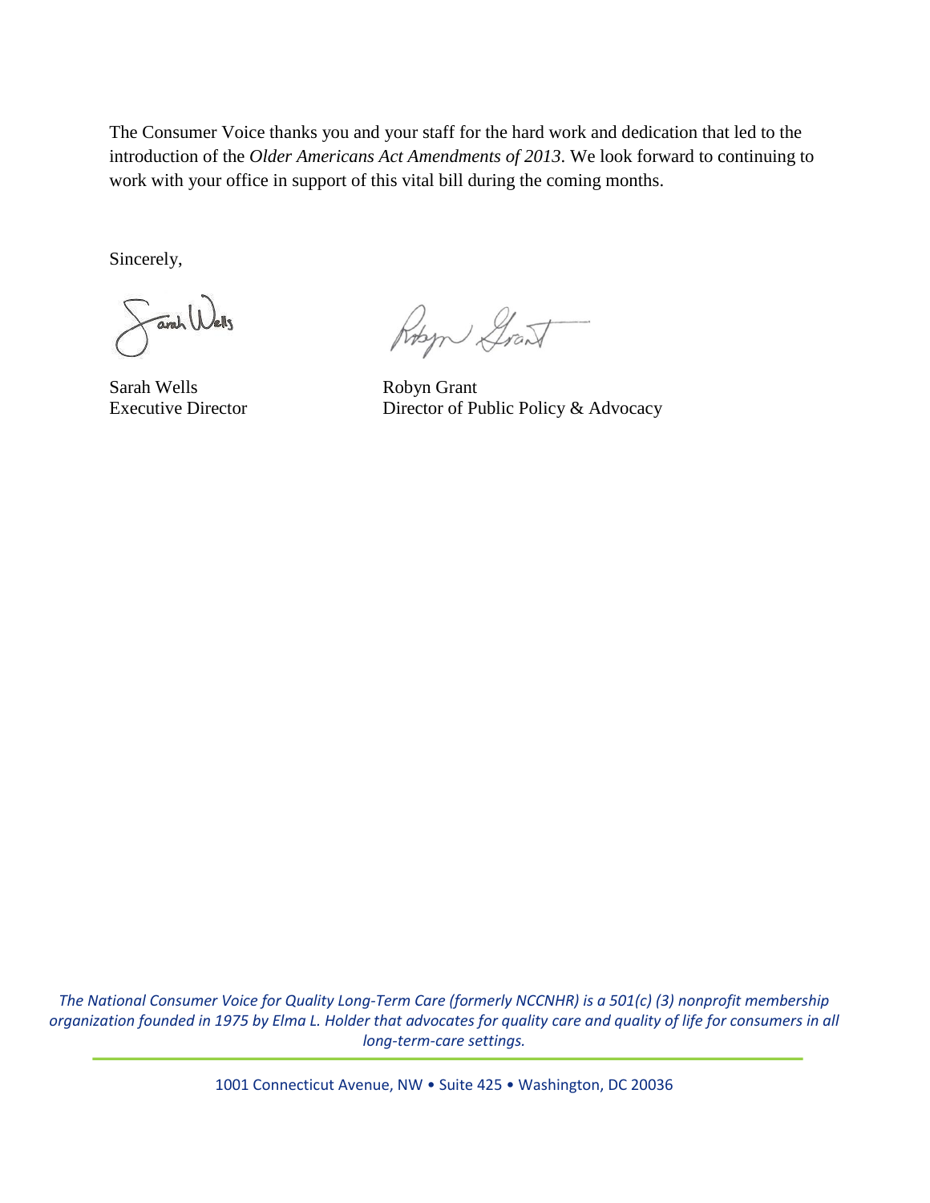The Consumer Voice thanks you and your staff for the hard work and dedication that led to the introduction of the *Older Americans Act Amendments of 2013*. We look forward to continuing to work with your office in support of this vital bill during the coming months.

Sincerely,

Sarah Wells
Executive Director

Robyn Grant
Director of Public Policy & Advocacy

*The National Consumer Voice for Quality Long-Term Care (formerly NCCNHR) is a 501(c) (3) nonprofit membership organization founded in 1975 by Elma L. Holder that advocates for quality care and quality of life for consumers in all long-term-care settings.*

1001 Connecticut Avenue, NW • Suite 425 • Washington, DC 20036